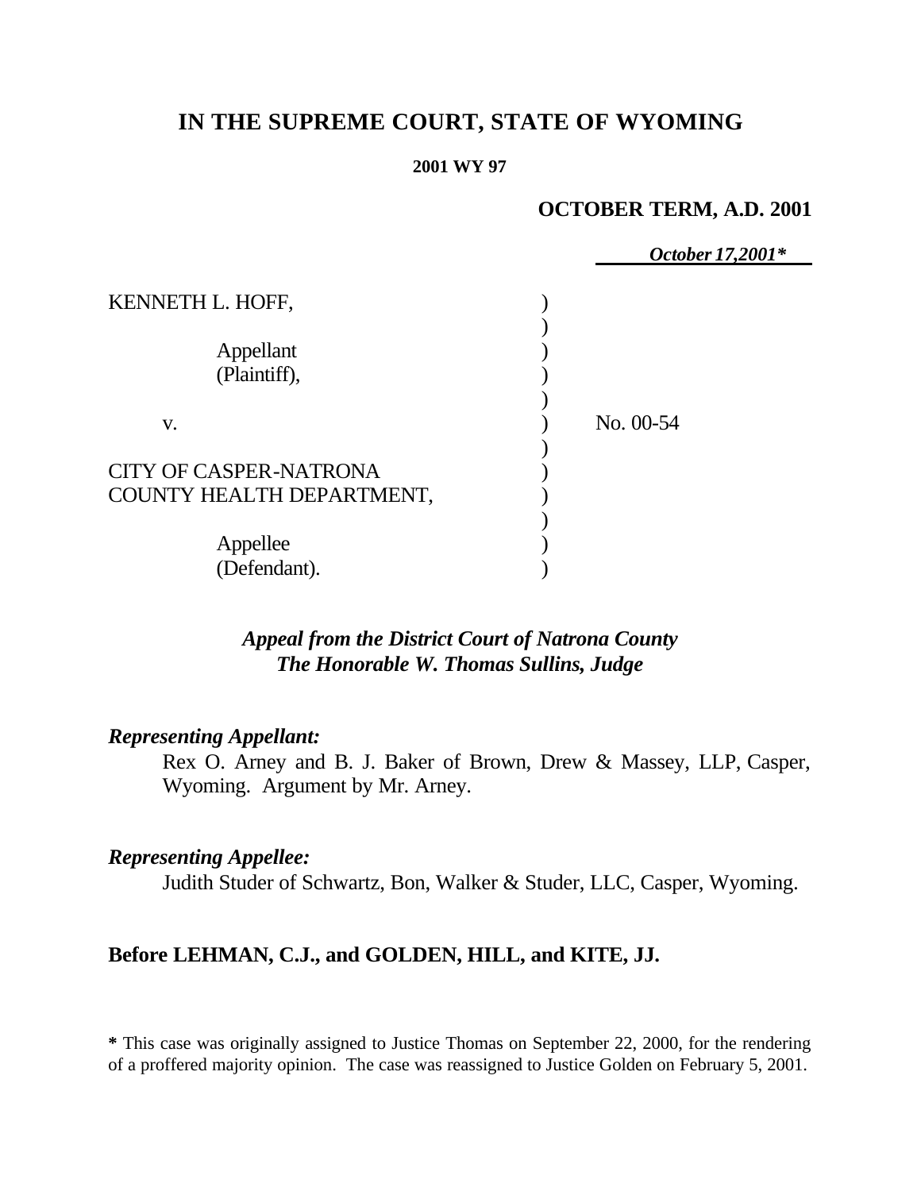# IN THE SUPREME COURT, STATE OF WYOMING

**2001 WY 97**

**OCTOBER TERM, A.D. 2001**

***October 17,2001****

KENNETH L. HOFF,

Appellant
(Plaintiff),

v.

No. 00-54

CITY OF CASPER-NATRONA COUNTY HEALTH DEPARTMENT,

Appellee
(Defendant).

***Appeal from the District Court of Natrona County***
***The Honorable W. Thomas Sullins, Judge***

***Representing Appellant:***

Rex O. Arney and B. J. Baker of Brown, Drew & Massey, LLP, Casper, Wyoming. Argument by Mr. Arney.

***Representing Appellee:***

Judith Studer of Schwartz, Bon, Walker & Studer, LLC, Casper, Wyoming.

**Before LEHMAN, C.J., and GOLDEN, HILL, and KITE, JJ.**

**\*** This case was originally assigned to Justice Thomas on September 22, 2000, for the rendering of a proffered majority opinion. The case was reassigned to Justice Golden on February 5, 2001.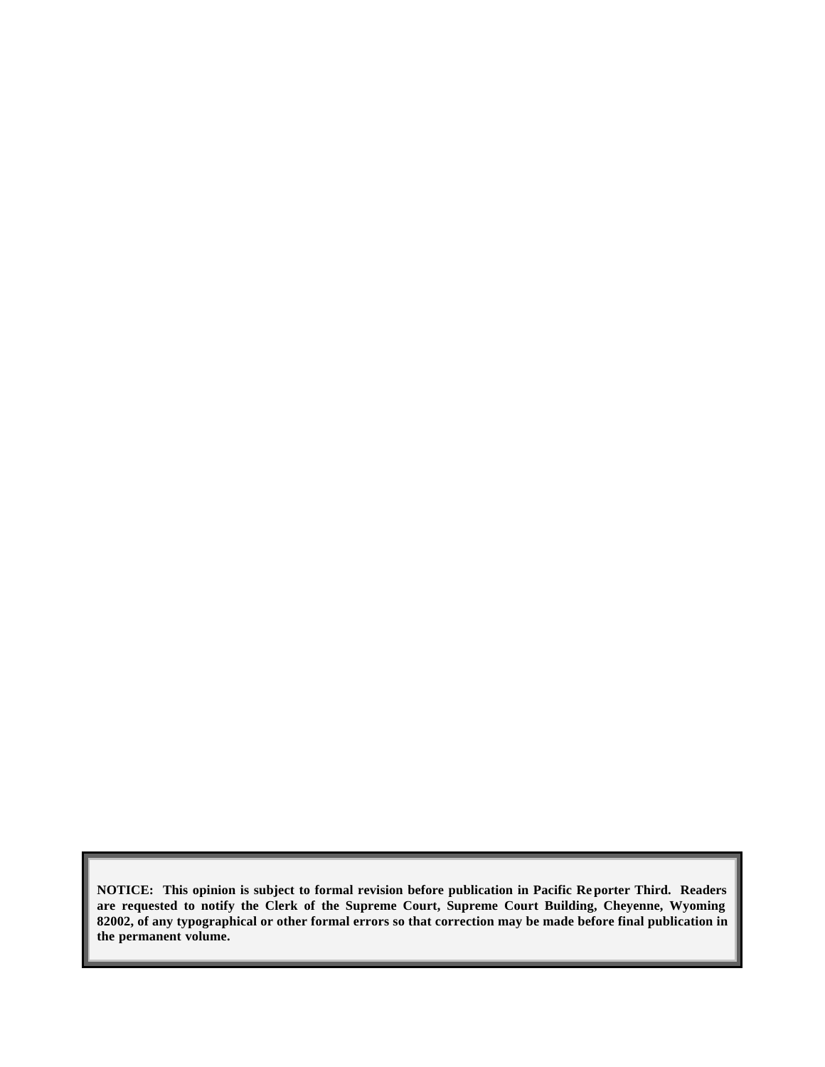**NOTICE: This opinion is subject to formal revision before publication in Pacific Reporter Third. Readers are requested to notify the Clerk of the Supreme Court, Supreme Court Building, Cheyenne, Wyoming 82002, of any typographical or other formal errors so that correction may be made before final publication in the permanent volume.**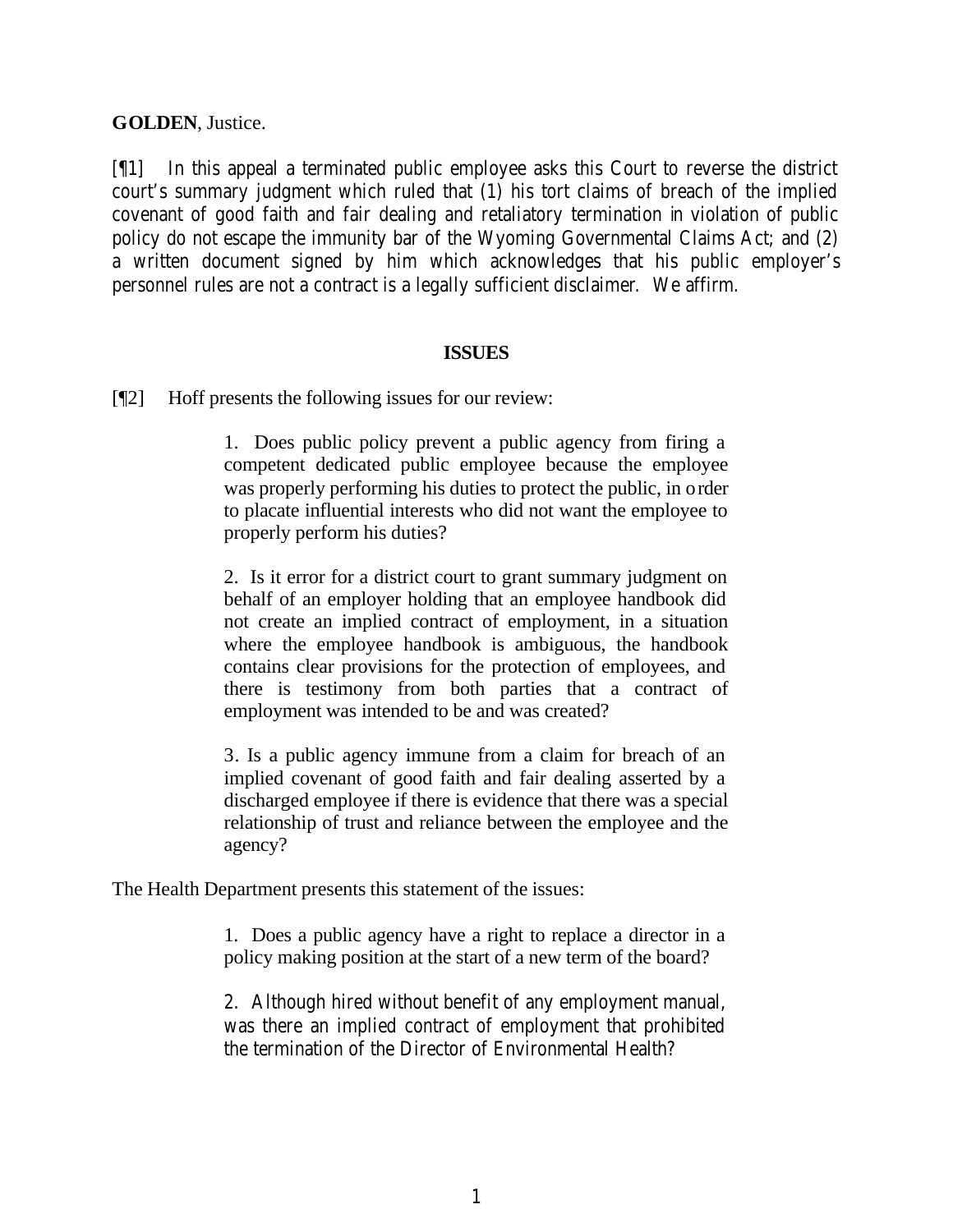**GOLDEN**, Justice.

[¶1] In this appeal a terminated public employee asks this Court to reverse the district court's summary judgment which ruled that (1) his tort claims of breach of the implied covenant of good faith and fair dealing and retaliatory termination in violation of public policy do not escape the immunity bar of the Wyoming Governmental Claims Act; and (2) a written document signed by him which acknowledges that his public employer's personnel rules are not a contract is a legally sufficient disclaimer. We affirm.

**ISSUES**

[¶2] Hoff presents the following issues for our review:

> 1. Does public policy prevent a public agency from firing a competent dedicated public employee because the employee was properly performing his duties to protect the public, in order to placate influential interests who did not want the employee to properly perform his duties?
>
> 2. Is it error for a district court to grant summary judgment on behalf of an employer holding that an employee handbook did not create an implied contract of employment, in a situation where the employee handbook is ambiguous, the handbook contains clear provisions for the protection of employees, and there is testimony from both parties that a contract of employment was intended to be and was created?
>
> 3. Is a public agency immune from a claim for breach of an implied covenant of good faith and fair dealing asserted by a discharged employee if there is evidence that there was a special relationship of trust and reliance between the employee and the agency?

The Health Department presents this statement of the issues:

> 1. Does a public agency have a right to replace a director in a policy making position at the start of a new term of the board?
>
> 2. Although hired without benefit of any employment manual, was there an implied contract of employment that prohibited the termination of the Director of Environmental Health?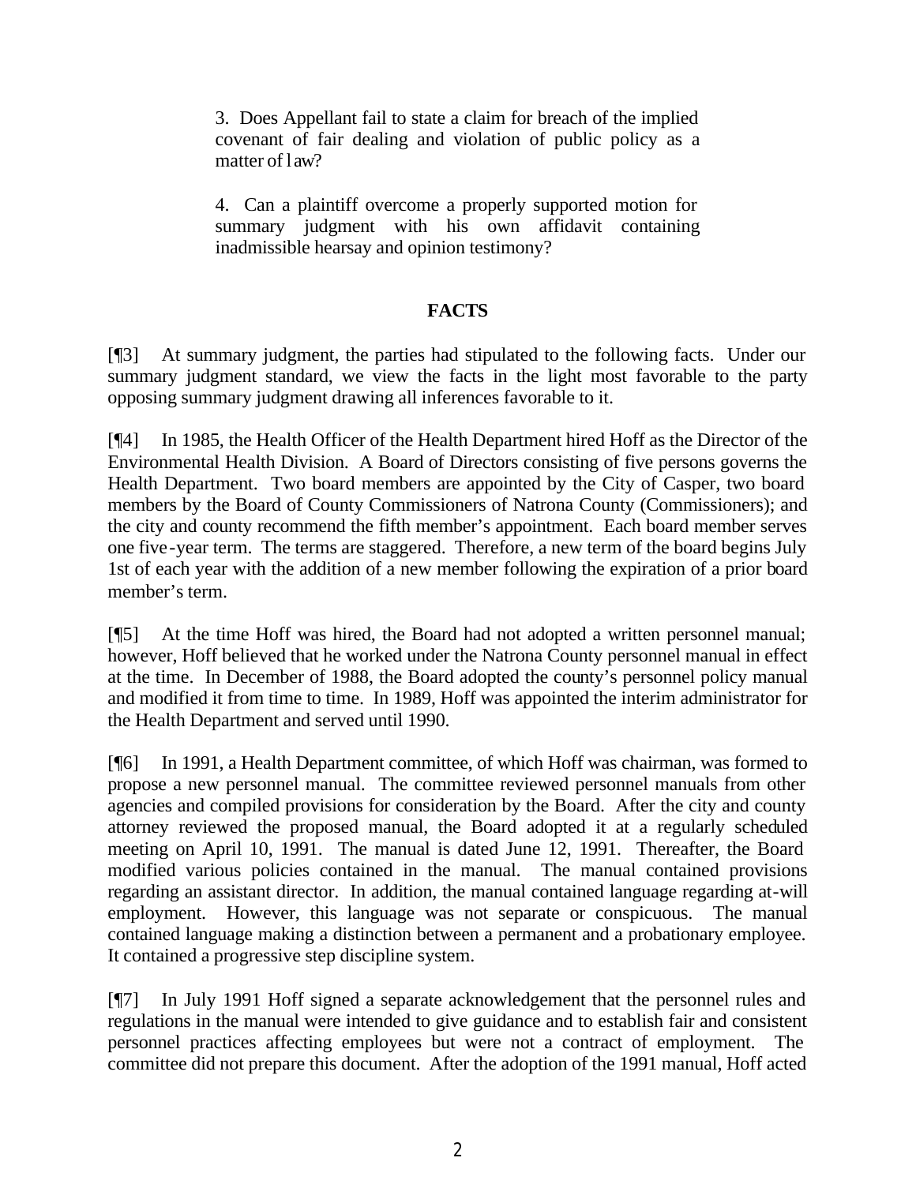3. Does Appellant fail to state a claim for breach of the implied covenant of fair dealing and violation of public policy as a matter of law?

4. Can a plaintiff overcome a properly supported motion for summary judgment with his own affidavit containing inadmissible hearsay and opinion testimony?

## FACTS

[¶3] At summary judgment, the parties had stipulated to the following facts. Under our summary judgment standard, we view the facts in the light most favorable to the party opposing summary judgment drawing all inferences favorable to it.

[¶4] In 1985, the Health Officer of the Health Department hired Hoff as the Director of the Environmental Health Division. A Board of Directors consisting of five persons governs the Health Department. Two board members are appointed by the City of Casper, two board members by the Board of County Commissioners of Natrona County (Commissioners); and the city and county recommend the fifth member's appointment. Each board member serves one five-year term. The terms are staggered. Therefore, a new term of the board begins July 1st of each year with the addition of a new member following the expiration of a prior board member's term.

[¶5] At the time Hoff was hired, the Board had not adopted a written personnel manual; however, Hoff believed that he worked under the Natrona County personnel manual in effect at the time. In December of 1988, the Board adopted the county's personnel policy manual and modified it from time to time. In 1989, Hoff was appointed the interim administrator for the Health Department and served until 1990.

[¶6] In 1991, a Health Department committee, of which Hoff was chairman, was formed to propose a new personnel manual. The committee reviewed personnel manuals from other agencies and compiled provisions for consideration by the Board. After the city and county attorney reviewed the proposed manual, the Board adopted it at a regularly scheduled meeting on April 10, 1991. The manual is dated June 12, 1991. Thereafter, the Board modified various policies contained in the manual. The manual contained provisions regarding an assistant director. In addition, the manual contained language regarding at-will employment. However, this language was not separate or conspicuous. The manual contained language making a distinction between a permanent and a probationary employee. It contained a progressive step discipline system.

[¶7] In July 1991 Hoff signed a separate acknowledgement that the personnel rules and regulations in the manual were intended to give guidance and to establish fair and consistent personnel practices affecting employees but were not a contract of employment. The committee did not prepare this document. After the adoption of the 1991 manual, Hoff acted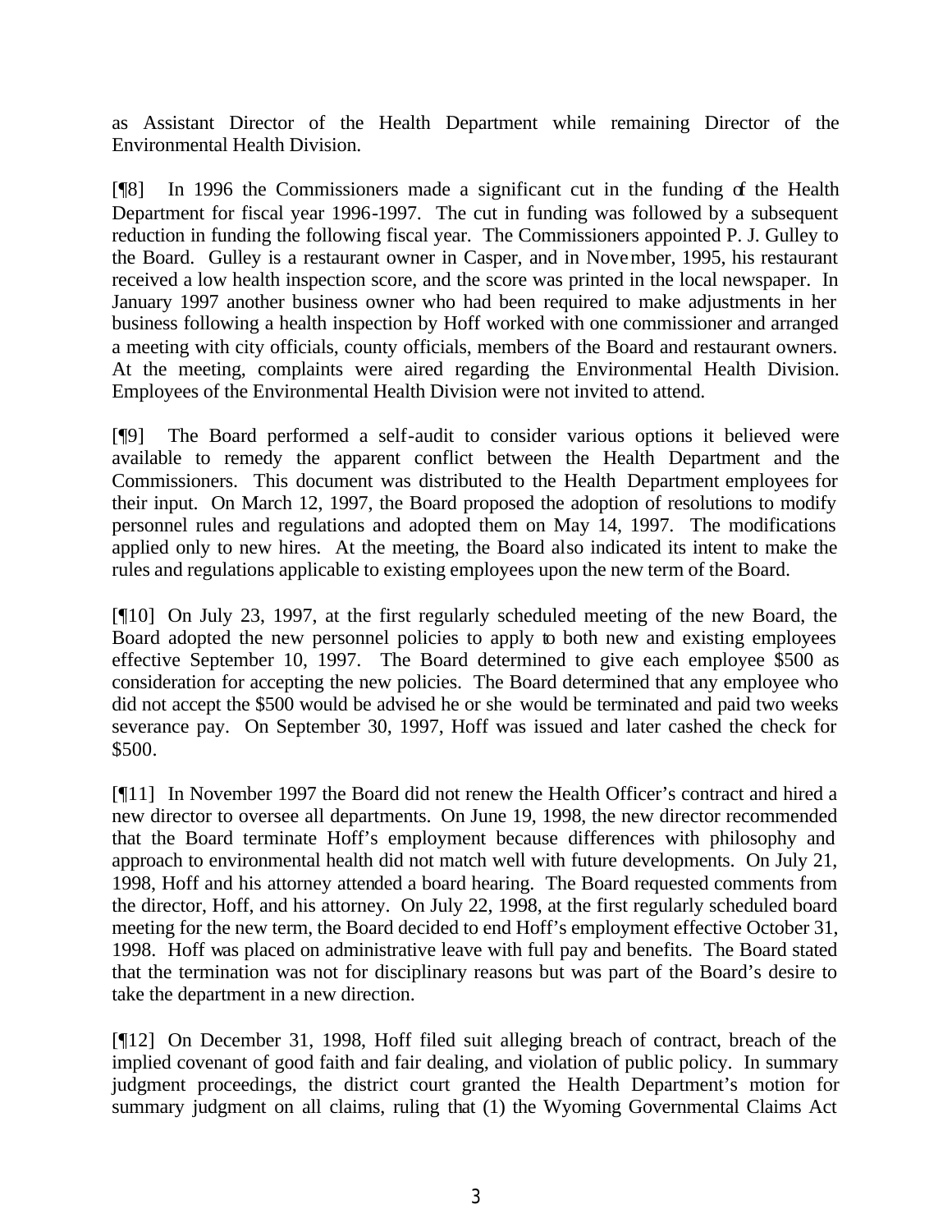as Assistant Director of the Health Department while remaining Director of the Environmental Health Division.

[¶8] In 1996 the Commissioners made a significant cut in the funding of the Health Department for fiscal year 1996-1997. The cut in funding was followed by a subsequent reduction in funding the following fiscal year. The Commissioners appointed P. J. Gulley to the Board. Gulley is a restaurant owner in Casper, and in November, 1995, his restaurant received a low health inspection score, and the score was printed in the local newspaper. In January 1997 another business owner who had been required to make adjustments in her business following a health inspection by Hoff worked with one commissioner and arranged a meeting with city officials, county officials, members of the Board and restaurant owners. At the meeting, complaints were aired regarding the Environmental Health Division. Employees of the Environmental Health Division were not invited to attend.

[¶9] The Board performed a self-audit to consider various options it believed were available to remedy the apparent conflict between the Health Department and the Commissioners. This document was distributed to the Health Department employees for their input. On March 12, 1997, the Board proposed the adoption of resolutions to modify personnel rules and regulations and adopted them on May 14, 1997. The modifications applied only to new hires. At the meeting, the Board also indicated its intent to make the rules and regulations applicable to existing employees upon the new term of the Board.

[¶10] On July 23, 1997, at the first regularly scheduled meeting of the new Board, the Board adopted the new personnel policies to apply to both new and existing employees effective September 10, 1997. The Board determined to give each employee $500 as consideration for accepting the new policies. The Board determined that any employee who did not accept the $500 would be advised he or she would be terminated and paid two weeks severance pay. On September 30, 1997, Hoff was issued and later cashed the check for $500.

[¶11] In November 1997 the Board did not renew the Health Officer's contract and hired a new director to oversee all departments. On June 19, 1998, the new director recommended that the Board terminate Hoff's employment because differences with philosophy and approach to environmental health did not match well with future developments. On July 21, 1998, Hoff and his attorney attended a board hearing. The Board requested comments from the director, Hoff, and his attorney. On July 22, 1998, at the first regularly scheduled board meeting for the new term, the Board decided to end Hoff's employment effective October 31, 1998. Hoff was placed on administrative leave with full pay and benefits. The Board stated that the termination was not for disciplinary reasons but was part of the Board's desire to take the department in a new direction.

[¶12] On December 31, 1998, Hoff filed suit alleging breach of contract, breach of the implied covenant of good faith and fair dealing, and violation of public policy. In summary judgment proceedings, the district court granted the Health Department's motion for summary judgment on all claims, ruling that (1) the Wyoming Governmental Claims Act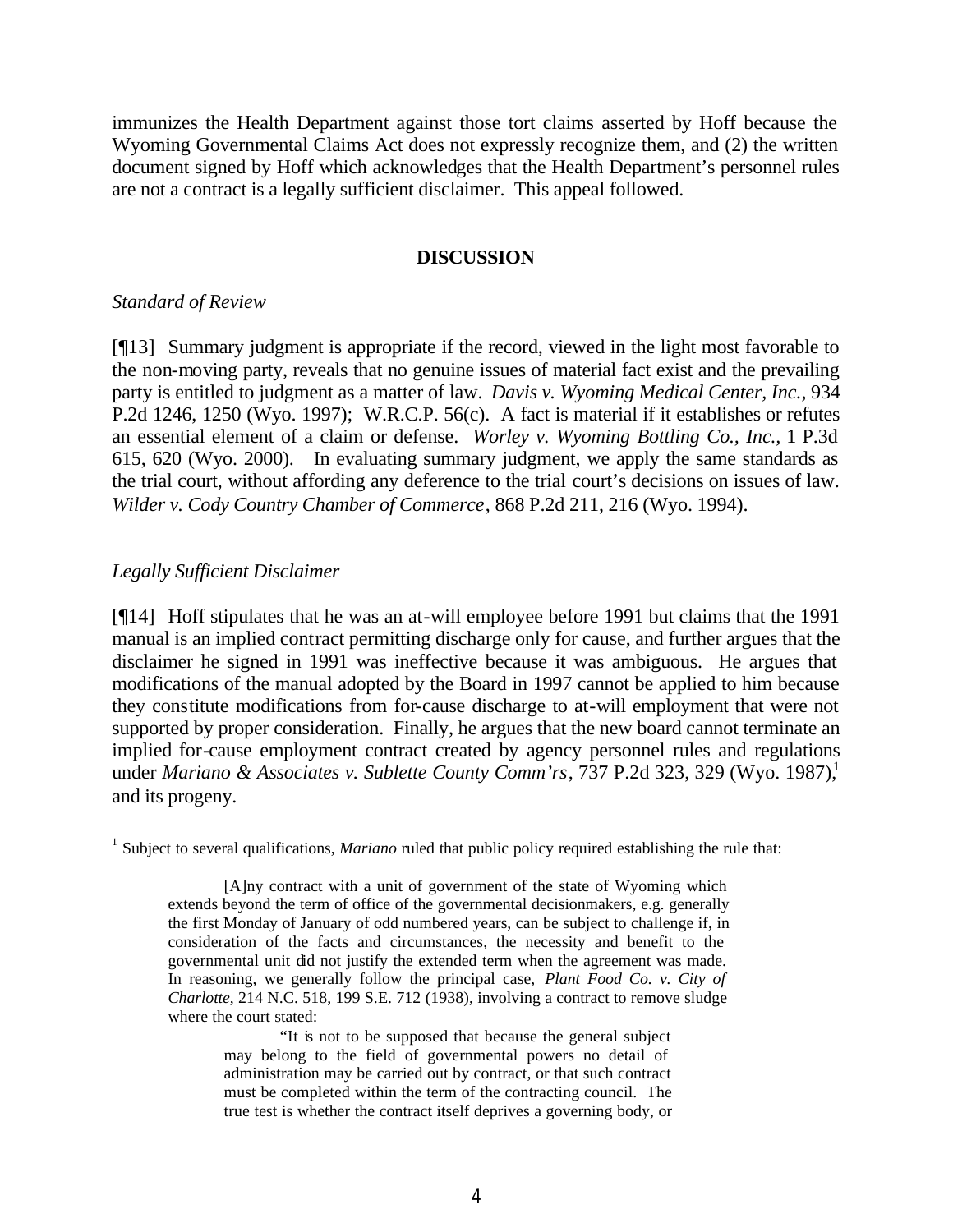immunizes the Health Department against those tort claims asserted by Hoff because the Wyoming Governmental Claims Act does not expressly recognize them, and (2) the written document signed by Hoff which acknowledges that the Health Department's personnel rules are not a contract is a legally sufficient disclaimer. This appeal followed.

## DISCUSSION

*Standard of Review*

[¶13] Summary judgment is appropriate if the record, viewed in the light most favorable to the non-moving party, reveals that no genuine issues of material fact exist and the prevailing party is entitled to judgment as a matter of law. *Davis v. Wyoming Medical Center, Inc.*, 934 P.2d 1246, 1250 (Wyo. 1997); W.R.C.P. 56(c). A fact is material if it establishes or refutes an essential element of a claim or defense. *Worley v. Wyoming Bottling Co., Inc.*, 1 P.3d 615, 620 (Wyo. 2000). In evaluating summary judgment, we apply the same standards as the trial court, without affording any deference to the trial court's decisions on issues of law. *Wilder v. Cody Country Chamber of Commerce*, 868 P.2d 211, 216 (Wyo. 1994).

*Legally Sufficient Disclaimer*

[¶14] Hoff stipulates that he was an at-will employee before 1991 but claims that the 1991 manual is an implied contract permitting discharge only for cause, and further argues that the disclaimer he signed in 1991 was ineffective because it was ambiguous. He argues that modifications of the manual adopted by the Board in 1997 cannot be applied to him because they constitute modifications from for-cause discharge to at-will employment that were not supported by proper consideration. Finally, he argues that the new board cannot terminate an implied for-cause employment contract created by agency personnel rules and regulations under *Mariano & Associates v. Sublette County Comm'rs*, 737 P.2d 323, 329 (Wyo. 1987),[1] and its progeny.

---

[1] Subject to several qualifications, *Mariano* ruled that public policy required establishing the rule that:

> [A]ny contract with a unit of government of the state of Wyoming which extends beyond the term of office of the governmental decisionmakers, e.g. generally the first Monday of January of odd numbered years, can be subject to challenge if, in consideration of the facts and circumstances, the necessity and benefit to the governmental unit did not justify the extended term when the agreement was made. In reasoning, we generally follow the principal case, *Plant Food Co. v. City of Charlotte*, 214 N.C. 518, 199 S.E. 712 (1938), involving a contract to remove sludge where the court stated:
>
> > "It is not to be supposed that because the general subject may belong to the field of governmental powers no detail of administration may be carried out by contract, or that such contract must be completed within the term of the contracting council. The true test is whether the contract itself deprives a governing body, or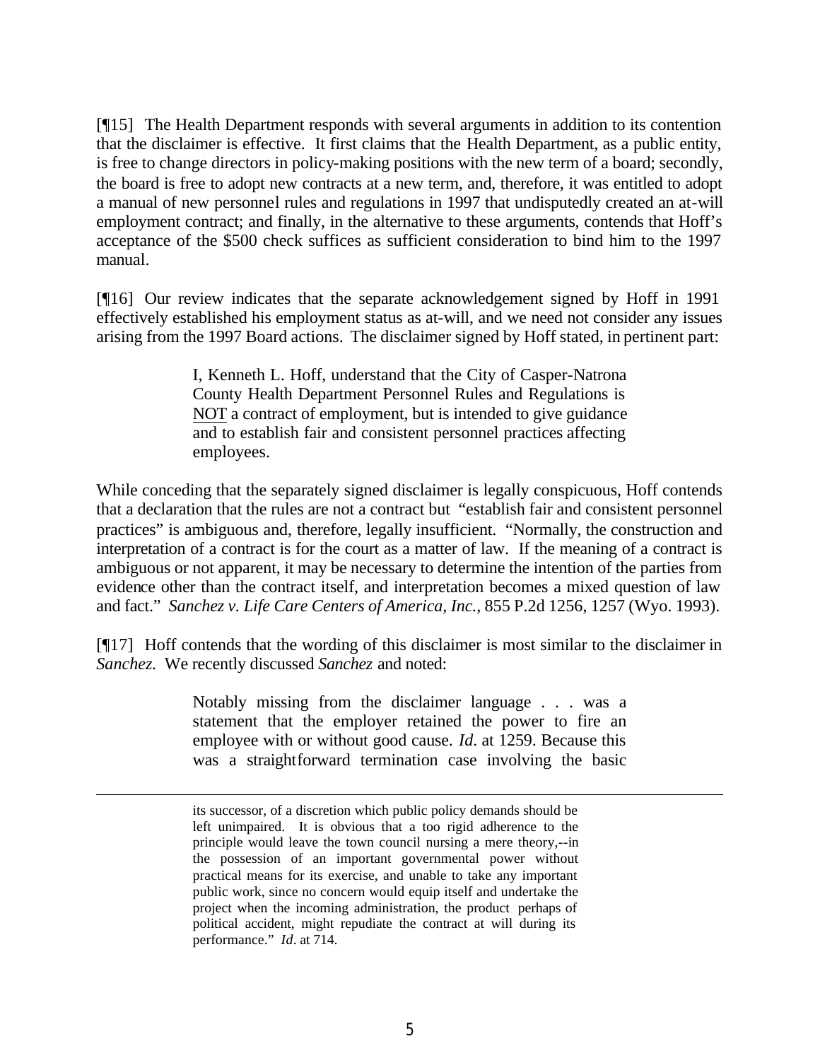[¶15] The Health Department responds with several arguments in addition to its contention that the disclaimer is effective. It first claims that the Health Department, as a public entity, is free to change directors in policy-making positions with the new term of a board; secondly, the board is free to adopt new contracts at a new term, and, therefore, it was entitled to adopt a manual of new personnel rules and regulations in 1997 that undisputedly created an at-will employment contract; and finally, in the alternative to these arguments, contends that Hoff's acceptance of the $500 check suffices as sufficient consideration to bind him to the 1997 manual.

[¶16] Our review indicates that the separate acknowledgement signed by Hoff in 1991 effectively established his employment status as at-will, and we need not consider any issues arising from the 1997 Board actions. The disclaimer signed by Hoff stated, in pertinent part:

> I, Kenneth L. Hoff, understand that the City of Casper-Natrona County Health Department Personnel Rules and Regulations is <u>NOT</u> a contract of employment, but is intended to give guidance and to establish fair and consistent personnel practices affecting employees.

While conceding that the separately signed disclaimer is legally conspicuous, Hoff contends that a declaration that the rules are not a contract but "establish fair and consistent personnel practices" is ambiguous and, therefore, legally insufficient. "Normally, the construction and interpretation of a contract is for the court as a matter of law. If the meaning of a contract is ambiguous or not apparent, it may be necessary to determine the intention of the parties from evidence other than the contract itself, and interpretation becomes a mixed question of law and fact." *Sanchez v. Life Care Centers of America, Inc.*, 855 P.2d 1256, 1257 (Wyo. 1993).

[¶17] Hoff contends that the wording of this disclaimer is most similar to the disclaimer in *Sanchez*. We recently discussed *Sanchez* and noted:

> Notably missing from the disclaimer language . . . was a statement that the employer retained the power to fire an employee with or without good cause. *Id*. at 1259. Because this was a straightforward termination case involving the basic

---

> its successor, of a discretion which public policy demands should be left unimpaired. It is obvious that a too rigid adherence to the principle would leave the town council nursing a mere theory,--in the possession of an important governmental power without practical means for its exercise, and unable to take any important public work, since no concern would equip itself and undertake the project when the incoming administration, the product perhaps of political accident, might repudiate the contract at will during its performance." *Id*. at 714.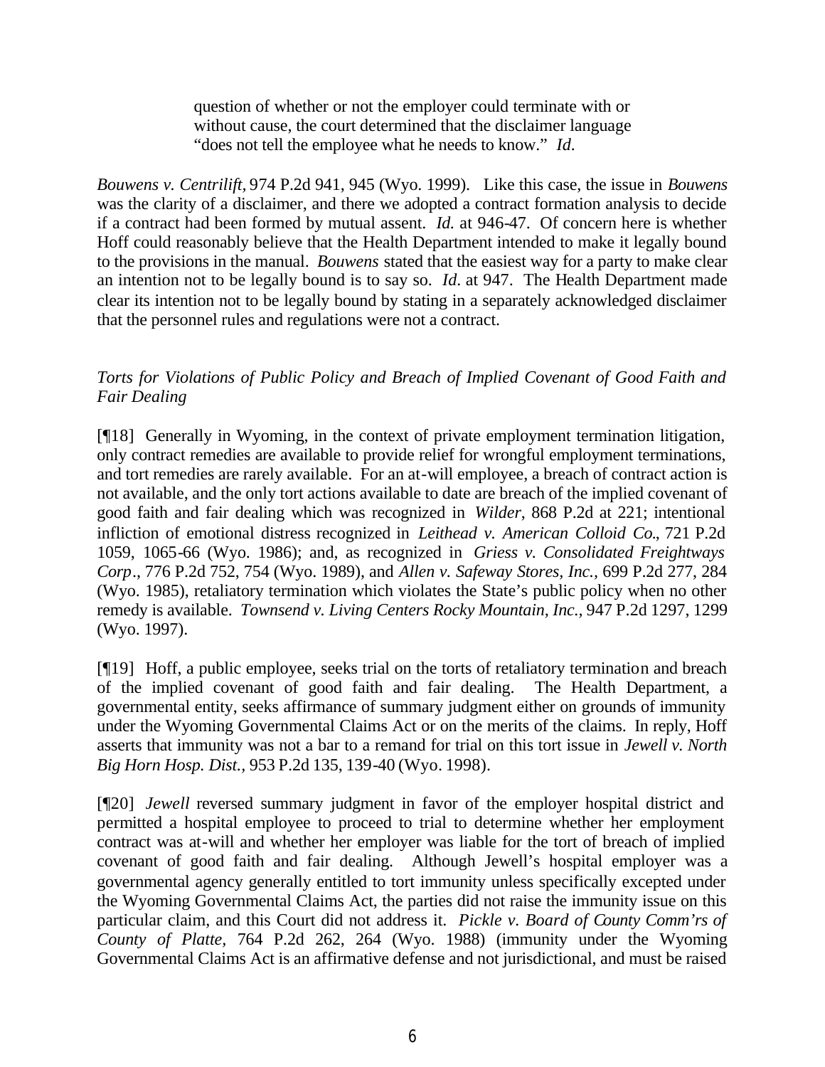> question of whether or not the employer could terminate with or without cause, the court determined that the disclaimer language "does not tell the employee what he needs to know." *Id.*

*Bouwens v. Centrilift,* 974 P.2d 941, 945 (Wyo. 1999). Like this case, the issue in *Bouwens* was the clarity of a disclaimer, and there we adopted a contract formation analysis to decide if a contract had been formed by mutual assent. *Id.* at 946-47. Of concern here is whether Hoff could reasonably believe that the Health Department intended to make it legally bound to the provisions in the manual. *Bouwens* stated that the easiest way for a party to make clear an intention not to be legally bound is to say so. *Id.* at 947. The Health Department made clear its intention not to be legally bound by stating in a separately acknowledged disclaimer that the personnel rules and regulations were not a contract.

*Torts for Violations of Public Policy and Breach of Implied Covenant of Good Faith and Fair Dealing*

[¶18] Generally in Wyoming, in the context of private employment termination litigation, only contract remedies are available to provide relief for wrongful employment terminations, and tort remedies are rarely available. For an at-will employee, a breach of contract action is not available, and the only tort actions available to date are breach of the implied covenant of good faith and fair dealing which was recognized in *Wilder*, 868 P.2d at 221; intentional infliction of emotional distress recognized in *Leithead v. American Colloid Co.*, 721 P.2d 1059, 1065-66 (Wyo. 1986); and, as recognized in *Griess v. Consolidated Freightways Corp.*, 776 P.2d 752, 754 (Wyo. 1989), and *Allen v. Safeway Stores, Inc.*, 699 P.2d 277, 284 (Wyo. 1985), retaliatory termination which violates the State's public policy when no other remedy is available. *Townsend v. Living Centers Rocky Mountain, Inc.*, 947 P.2d 1297, 1299 (Wyo. 1997).

[¶19] Hoff, a public employee, seeks trial on the torts of retaliatory termination and breach of the implied covenant of good faith and fair dealing. The Health Department, a governmental entity, seeks affirmance of summary judgment either on grounds of immunity under the Wyoming Governmental Claims Act or on the merits of the claims. In reply, Hoff asserts that immunity was not a bar to a remand for trial on this tort issue in *Jewell v. North Big Horn Hosp. Dist.*, 953 P.2d 135, 139-40 (Wyo. 1998).

[¶20] *Jewell* reversed summary judgment in favor of the employer hospital district and permitted a hospital employee to proceed to trial to determine whether her employment contract was at-will and whether her employer was liable for the tort of breach of implied covenant of good faith and fair dealing. Although Jewell's hospital employer was a governmental agency generally entitled to tort immunity unless specifically excepted under the Wyoming Governmental Claims Act, the parties did not raise the immunity issue on this particular claim, and this Court did not address it. *Pickle v. Board of County Comm'rs of County of Platte*, 764 P.2d 262, 264 (Wyo. 1988) (immunity under the Wyoming Governmental Claims Act is an affirmative defense and not jurisdictional, and must be raised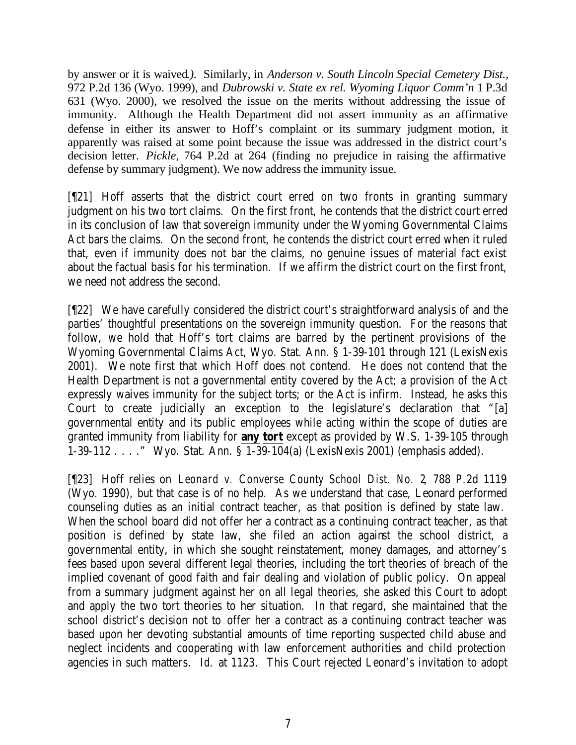by answer or it is waived*.*). Similarly, in *Anderson v. South Lincoln Special Cemetery Dist.*, 972 P.2d 136 (Wyo. 1999), and *Dubrowski v. State ex rel. Wyoming Liquor Comm'n* 1 P.3d 631 (Wyo. 2000), we resolved the issue on the merits without addressing the issue of immunity. Although the Health Department did not assert immunity as an affirmative defense in either its answer to Hoff's complaint or its summary judgment motion, it apparently was raised at some point because the issue was addressed in the district court's decision letter. *Pickle*, 764 P.2d at 264 (finding no prejudice in raising the affirmative defense by summary judgment). We now address the immunity issue.

[¶21] Hoff asserts that the district court erred on two fronts in granting summary judgment on his two tort claims. On the first front, he contends that the district court erred in its conclusion of law that sovereign immunity under the Wyoming Governmental Claims Act bars the claims. On the second front, he contends the district court erred when it ruled that, even if immunity does not bar the claims, no genuine issues of material fact exist about the factual basis for his termination. If we affirm the district court on the first front, we need not address the second.

[¶22] We have carefully considered the district court's straightforward analysis of and the parties' thoughtful presentations on the sovereign immunity question. For the reasons that follow, we hold that Hoff's tort claims are barred by the pertinent provisions of the Wyoming Governmental Claims Act, Wyo. Stat. Ann. § 1-39-101 through 121 (LexisNexis 2001). We note first that which Hoff does not contend. He does not contend that the Health Department is not a governmental entity covered by the Act; a provision of the Act expressly waives immunity for the subject torts; or the Act is infirm. Instead, he asks this Court to create judicially an exception to the legislature's declaration that "[a] governmental entity and its public employees while acting within the scope of duties are granted immunity from liability for ***any tort*** except as provided by W.S. 1-39-105 through 1-39-112 . . . ." Wyo. Stat. Ann. § 1-39-104(a) (LexisNexis 2001) (emphasis added).

[¶23] Hoff relies on *Leonard v. Converse County School Dist. No. 2*, 788 P.2d 1119 (Wyo. 1990), but that case is of no help. As we understand that case, Leonard performed counseling duties as an initial contract teacher, as that position is defined by state law. When the school board did not offer her a contract as a continuing contract teacher, as that position is defined by state law, she filed an action against the school district, a governmental entity, in which she sought reinstatement, money damages, and attorney's fees based upon several different legal theories, including the tort theories of breach of the implied covenant of good faith and fair dealing and violation of public policy. On appeal from a summary judgment against her on all legal theories, she asked this Court to adopt and apply the two tort theories to her situation. In that regard, she maintained that the school district's decision not to offer her a contract as a continuing contract teacher was based upon her devoting substantial amounts of time reporting suspected child abuse and neglect incidents and cooperating with law enforcement authorities and child protection agencies in such matters. *Id.* at 1123. This Court rejected Leonard's invitation to adopt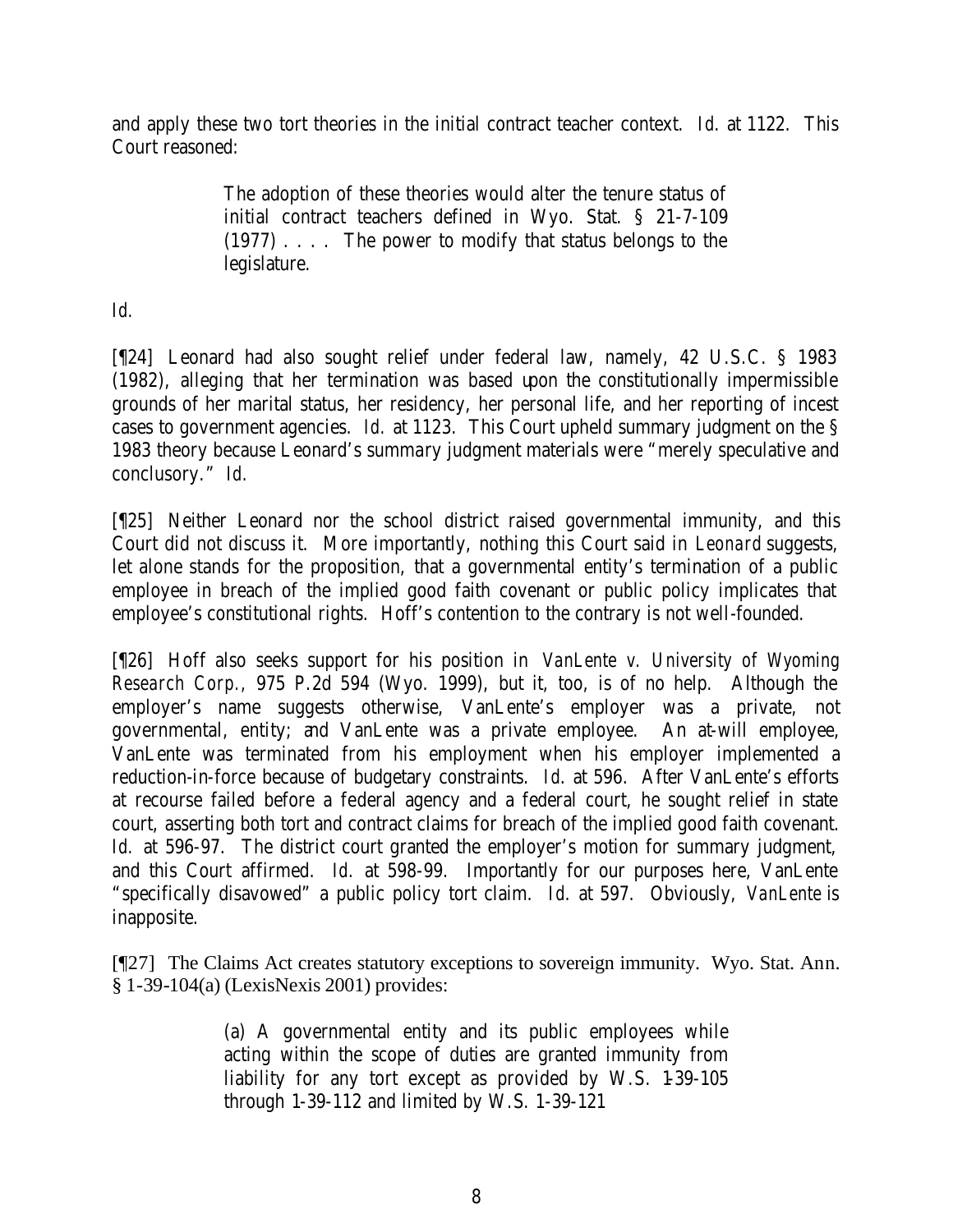and apply these two tort theories in the initial contract teacher context. *Id.* at 1122. This Court reasoned:

> The adoption of these theories would alter the tenure status of initial contract teachers defined in Wyo. Stat. § 21-7-109 (1977) . . . . The power to modify that status belongs to the legislature.

*Id.*

[¶24] Leonard had also sought relief under federal law, namely, 42 U.S.C. § 1983 (1982), alleging that her termination was based upon the constitutionally impermissible grounds of her marital status, her residency, her personal life, and her reporting of incest cases to government agencies. *Id.* at 1123. This Court upheld summary judgment on the § 1983 theory because Leonard's summary judgment materials were "merely speculative and conclusory." *Id.*

[¶25] Neither Leonard nor the school district raised governmental immunity, and this Court did not discuss it. More importantly, nothing this Court said in *Leonard* suggests, let alone stands for the proposition, that a governmental entity's termination of a public employee in breach of the implied good faith covenant or public policy implicates that employee's constitutional rights. Hoff's contention to the contrary is not well-founded.

[¶26] Hoff also seeks support for his position in *VanLente v. University of Wyoming Research Corp.*, 975 P.2d 594 (Wyo. 1999), but it, too, is of no help. Although the employer's name suggests otherwise, VanLente's employer was a private, not governmental, entity; and VanLente was a private employee. An at-will employee, VanLente was terminated from his employment when his employer implemented a reduction-in-force because of budgetary constraints. *Id.* at 596. After VanLente's efforts at recourse failed before a federal agency and a federal court, he sought relief in state court, asserting both tort and contract claims for breach of the implied good faith covenant. *Id.* at 596-97. The district court granted the employer's motion for summary judgment, and this Court affirmed. *Id.* at 598-99. Importantly for our purposes here, VanLente "specifically disavowed" a public policy tort claim. *Id.* at 597. Obviously, *VanLente* is inapposite.

[¶27] The Claims Act creates statutory exceptions to sovereign immunity. Wyo. Stat. Ann. § 1-39-104(a) (LexisNexis 2001) provides:

> (a) A governmental entity and its public employees while acting within the scope of duties are granted immunity from liability for any tort except as provided by W.S. 1-39-105 through 1-39-112 and limited by W.S. 1-39-121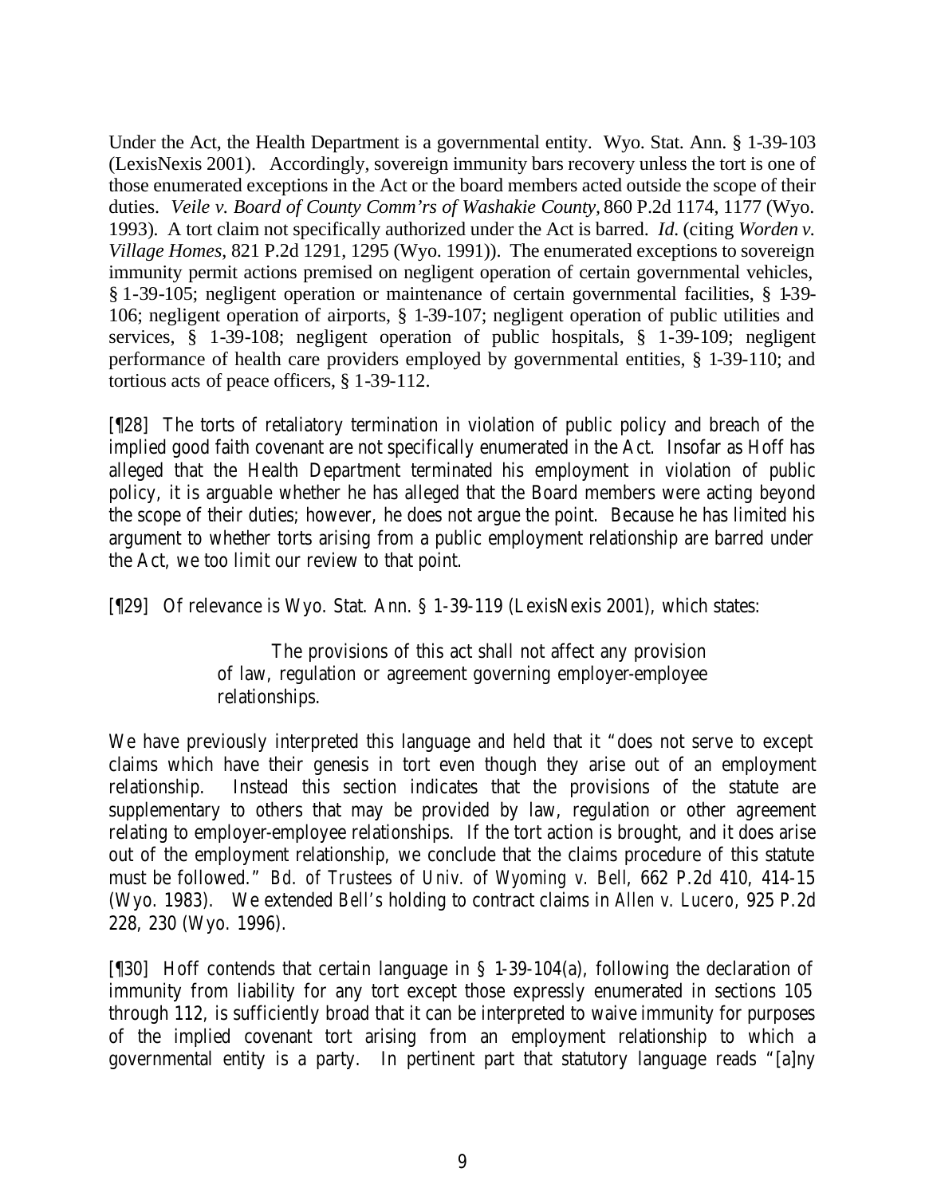Under the Act, the Health Department is a governmental entity. Wyo. Stat. Ann. § 1-39-103 (LexisNexis 2001). Accordingly, sovereign immunity bars recovery unless the tort is one of those enumerated exceptions in the Act or the board members acted outside the scope of their duties. *Veile v. Board of County Comm'rs of Washakie County*, 860 P.2d 1174, 1177 (Wyo. 1993). A tort claim not specifically authorized under the Act is barred. *Id.* (citing *Worden v. Village Homes*, 821 P.2d 1291, 1295 (Wyo. 1991)). The enumerated exceptions to sovereign immunity permit actions premised on negligent operation of certain governmental vehicles, § 1-39-105; negligent operation or maintenance of certain governmental facilities, § 1-39-106; negligent operation of airports, § 1-39-107; negligent operation of public utilities and services, § 1-39-108; negligent operation of public hospitals, § 1-39-109; negligent performance of health care providers employed by governmental entities, § 1-39-110; and tortious acts of peace officers, § 1-39-112.

[¶28] The torts of retaliatory termination in violation of public policy and breach of the implied good faith covenant are not specifically enumerated in the Act. Insofar as Hoff has alleged that the Health Department terminated his employment in violation of public policy, it is arguable whether he has alleged that the Board members were acting beyond the scope of their duties; however, he does not argue the point. Because he has limited his argument to whether torts arising from a public employment relationship are barred under the Act, we too limit our review to that point.

[¶29] Of relevance is Wyo. Stat. Ann. § 1-39-119 (LexisNexis 2001), which states:

> The provisions of this act shall not affect any provision of law, regulation or agreement governing employer-employee relationships.

We have previously interpreted this language and held that it "does not serve to except claims which have their genesis in tort even though they arise out of an employment relationship. Instead this section indicates that the provisions of the statute are supplementary to others that may be provided by law, regulation or other agreement relating to employer-employee relationships. If the tort action is brought, and it does arise out of the employment relationship, we conclude that the claims procedure of this statute must be followed." *Bd. of Trustees of Univ. of Wyoming v. Bell*, 662 P.2d 410, 414-15 (Wyo. 1983). We extended *Bell's* holding to contract claims in *Allen v. Lucero*, 925 P.2d 228, 230 (Wyo. 1996).

[¶30] Hoff contends that certain language in § 1-39-104(a), following the declaration of immunity from liability for any tort except those expressly enumerated in sections 105 through 112, is sufficiently broad that it can be interpreted to waive immunity for purposes of the implied covenant tort arising from an employment relationship to which a governmental entity is a party. In pertinent part that statutory language reads "[a]ny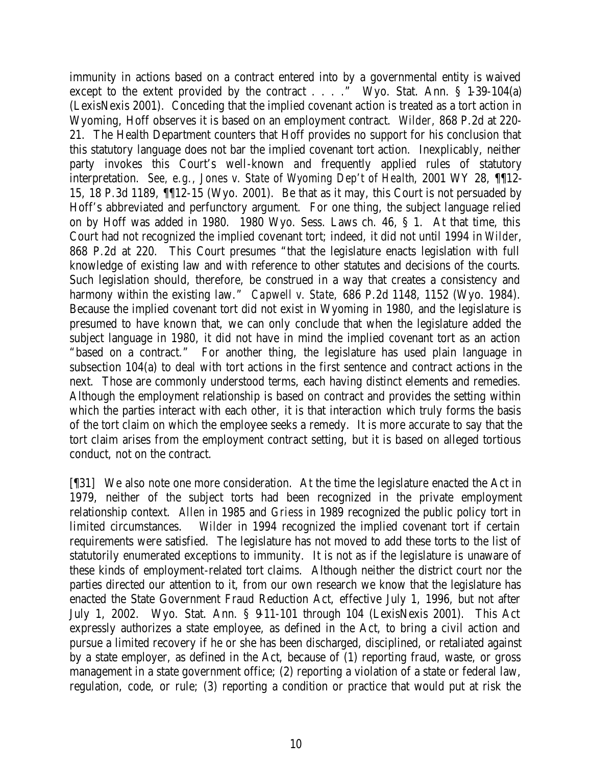immunity in actions based on a contract entered into by a governmental entity is waived except to the extent provided by the contract . . . ." Wyo. Stat. Ann. § 1-39-104(a) (LexisNexis 2001). Conceding that the implied covenant action is treated as a tort action in Wyoming, Hoff observes it is based on an employment contract. *Wilder*, 868 P.2d at 220-21. The Health Department counters that Hoff provides no support for his conclusion that this statutory language does not bar the implied covenant tort action. Inexplicably, neither party invokes this Court's well-known and frequently applied rules of statutory interpretation. *See, e.g.*, *Jones v. State of Wyoming Dep't of Health*, 2001 WY 28, ¶¶12-15, 18 P.3d 1189, ¶¶12-15 (Wyo. 2001). Be that as it may, this Court is not persuaded by Hoff's abbreviated and perfunctory argument. For one thing, the subject language relied on by Hoff was added in 1980. 1980 Wyo. Sess. Laws ch. 46, § 1. At that time, this Court had not recognized the implied covenant tort; indeed, it did not until 1994 in *Wilder*, 868 P.2d at 220. This Court presumes "that the legislature enacts legislation with full knowledge of existing law and with reference to other statutes and decisions of the courts. Such legislation should, therefore, be construed in a way that creates a consistency and harmony within the existing law." *Capwell v. State*, 686 P.2d 1148, 1152 (Wyo. 1984). Because the implied covenant tort did not exist in Wyoming in 1980, and the legislature is presumed to have known that, we can only conclude that when the legislature added the subject language in 1980, it did not have in mind the implied covenant tort as an action "based on a contract." For another thing, the legislature has used plain language in subsection 104(a) to deal with tort actions in the first sentence and contract actions in the next. Those are commonly understood terms, each having distinct elements and remedies. Although the employment relationship is based on contract and provides the setting within which the parties interact with each other, it is that interaction which truly forms the basis of the tort claim on which the employee seeks a remedy. It is more accurate to say that the tort claim arises from the employment contract setting, but it is based on alleged tortious conduct, not on the contract.

[¶31] We also note one more consideration. At the time the legislature enacted the Act in 1979, neither of the subject torts had been recognized in the private employment relationship context. *Allen* in 1985 and *Griess* in 1989 recognized the public policy tort in limited circumstances. *Wilder* in 1994 recognized the implied covenant tort if certain requirements were satisfied. The legislature has not moved to add these torts to the list of statutorily enumerated exceptions to immunity. It is not as if the legislature is unaware of these kinds of employment-related tort claims. Although neither the district court nor the parties directed our attention to it, from our own research we know that the legislature has enacted the State Government Fraud Reduction Act, effective July 1, 1996, but not after July 1, 2002. Wyo. Stat. Ann. § 9-11-101 through 104 (LexisNexis 2001). This Act expressly authorizes a state employee, as defined in the Act, to bring a civil action and pursue a limited recovery if he or she has been discharged, disciplined, or retaliated against by a state employer, as defined in the Act, because of (1) reporting fraud, waste, or gross management in a state government office; (2) reporting a violation of a state or federal law, regulation, code, or rule; (3) reporting a condition or practice that would put at risk the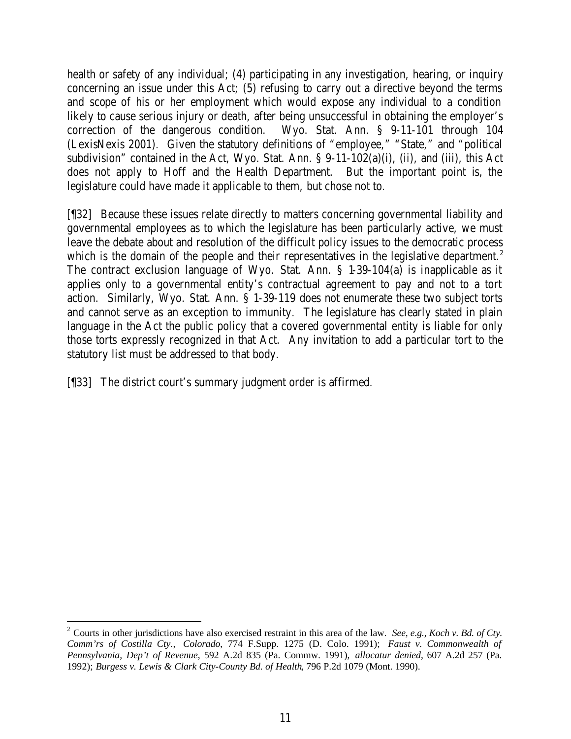health or safety of any individual; (4) participating in any investigation, hearing, or inquiry concerning an issue under this Act; (5) refusing to carry out a directive beyond the terms and scope of his or her employment which would expose any individual to a condition likely to cause serious injury or death, after being unsuccessful in obtaining the employer's correction of the dangerous condition. Wyo. Stat. Ann. § 9-11-101 through 104 (LexisNexis 2001). Given the statutory definitions of "employee," "State," and "political subdivision" contained in the Act, Wyo. Stat. Ann. § 9-11-102(a)(i), (ii), and (iii), this Act does not apply to Hoff and the Health Department. But the important point is, the legislature could have made it applicable to them, but chose not to.

[¶32] Because these issues relate directly to matters concerning governmental liability and governmental employees as to which the legislature has been particularly active, we must leave the debate about and resolution of the difficult policy issues to the democratic process which is the domain of the people and their representatives in the legislative department.[2] The contract exclusion language of Wyo. Stat. Ann. § 1-39-104(a) is inapplicable as it applies only to a governmental entity's contractual agreement to pay and not to a tort action. Similarly, Wyo. Stat. Ann. § 1-39-119 does not enumerate these two subject torts and cannot serve as an exception to immunity. The legislature has clearly stated in plain language in the Act the public policy that a covered governmental entity is liable for only those torts expressly recognized in that Act. Any invitation to add a particular tort to the statutory list must be addressed to that body.

[¶33] The district court's summary judgment order is affirmed.

---

[2] Courts in other jurisdictions have also exercised restraint in this area of the law. *See, e.g., Koch v. Bd. of Cty. Comm'rs of Costilla Cty., Colorado*, 774 F.Supp. 1275 (D. Colo. 1991); *Faust v. Commonwealth of Pennsylvania, Dep't of Revenue*, 592 A.2d 835 (Pa. Commw. 1991), *allocatur denied*, 607 A.2d 257 (Pa. 1992); *Burgess v. Lewis & Clark City-County Bd. of Health*, 796 P.2d 1079 (Mont. 1990).